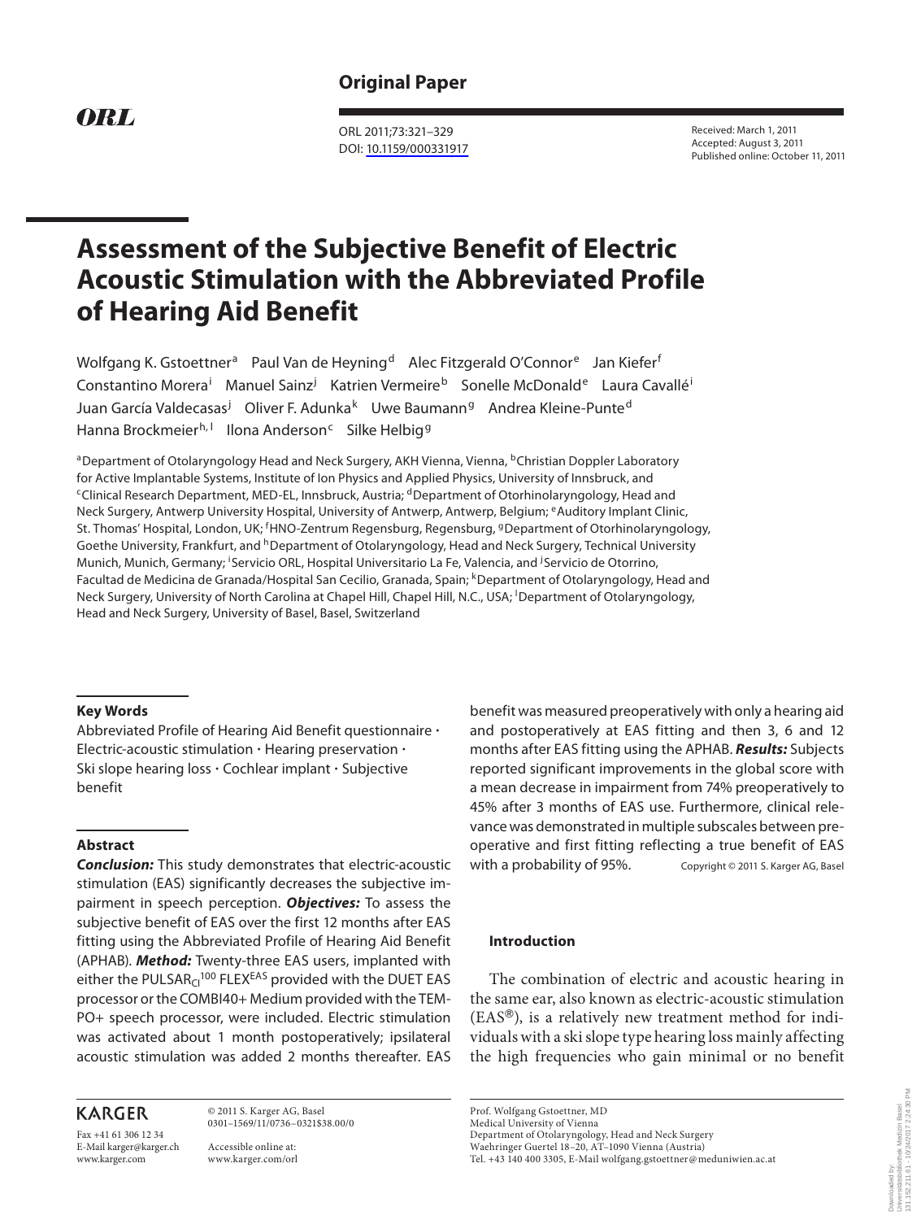**Original Paper**

ORL

DOI: 10.1159/000331917

Received: March 1, 2011
Accepted: August 3, 2011
Published online: October 11, 2011

# Assessment of the Subjective Benefit of Electric Acoustic Stimulation with the Abbreviated Profile of Hearing Aid Benefit

Wolfgang K. Gstoettner[a] Paul Van de Heyning[d] Alec Fitzgerald O'Connor[e] Jan Kiefer[f] Constantino Morera[i] Manuel Sainz[j] Katrien Vermeire[b] Sonelle McDonald[e] Laura Cavallé[i] Juan García Valdecasas[j] Oliver F. Adunka[k] Uwe Baumann[g] Andrea Kleine-Punte[d] Hanna Brockmeier[h, l] Ilona Anderson[c] Silke Helbig[g]

[a]Department of Otolaryngology Head and Neck Surgery, AKH Vienna, Vienna, [b]Christian Doppler Laboratory for Active Implantable Systems, Institute of Ion Physics and Applied Physics, University of Innsbruck, and [c]Clinical Research Department, MED-EL, Innsbruck, Austria; [d]Department of Otorhinolaryngology, Head and Neck Surgery, Antwerp University Hospital, University of Antwerp, Antwerp, Belgium; [e]Auditory Implant Clinic, St. Thomas' Hospital, London, UK; [f]HNO-Zentrum Regensburg, Regensburg, [g]Department of Otorhinolaryngology, Goethe University, Frankfurt, and [h]Department of Otolaryngology, Head and Neck Surgery, Technical University Munich, Munich, Germany; [i]Servicio ORL, Hospital Universitario La Fe, Valencia, and [j]Servicio de Otorrino, Facultad de Medicina de Granada/Hospital San Cecilio, Granada, Spain; [k]Department of Otolaryngology, Head and Neck Surgery, University of North Carolina at Chapel Hill, Chapel Hill, N.C., USA; [l]Department of Otolaryngology, Head and Neck Surgery, University of Basel, Basel, Switzerland

### Key Words

Abbreviated Profile of Hearing Aid Benefit questionnaire · Electric-acoustic stimulation · Hearing preservation · Ski slope hearing loss · Cochlear implant · Subjective benefit

### Abstract

***Conclusion:*** This study demonstrates that electric-acoustic stimulation (EAS) significantly decreases the subjective impairment in speech perception. ***Objectives:*** To assess the subjective benefit of EAS over the first 12 months after EAS fitting using the Abbreviated Profile of Hearing Aid Benefit (APHAB). ***Method:*** Twenty-three EAS users, implanted with either the PULSAR$_{CI}$$^{100}$ FLEX$^{EAS}$ provided with the DUET EAS processor or the COMBI40+ Medium provided with the TEMPO+ speech processor, were included. Electric stimulation was activated about 1 month postoperatively; ipsilateral acoustic stimulation was added 2 months thereafter. EAS benefit was measured preoperatively with only a hearing aid and postoperatively at EAS fitting and then 3, 6 and 12 months after EAS fitting using the APHAB. ***Results:*** Subjects reported significant improvements in the global score with a mean decrease in impairment from 74% preoperatively to 45% after 3 months of EAS use. Furthermore, clinical relevance was demonstrated in multiple subscales between preoperative and first fitting reflecting a true benefit of EAS with a probability of 95%.

Copyright © 2011 S. Karger AG, Basel

### Introduction

The combination of electric and acoustic hearing in the same ear, also known as electric-acoustic stimulation (EAS®), is a relatively new treatment method for individuals with a ski slope type hearing loss mainly affecting the high frequencies who gain minimal or no benefit

KARGER
Fax +41 61 306 12 34
E-Mail karger@karger.ch
www.karger.com

© 2011 S. Karger AG, Basel
0301–1569/11/0736–0321$38.00/0

Accessible online at:
www.karger.com/orl

Prof. Wolfgang Gstoettner, MD
Medical University of Vienna
Department of Otolaryngology, Head and Neck Surgery
Waehringer Guertel 18–20, AT–1090 Vienna (Austria)
Tel. +43 140 400 3305, E-Mail wolfgang.gstoettner@meduniwien.ac.at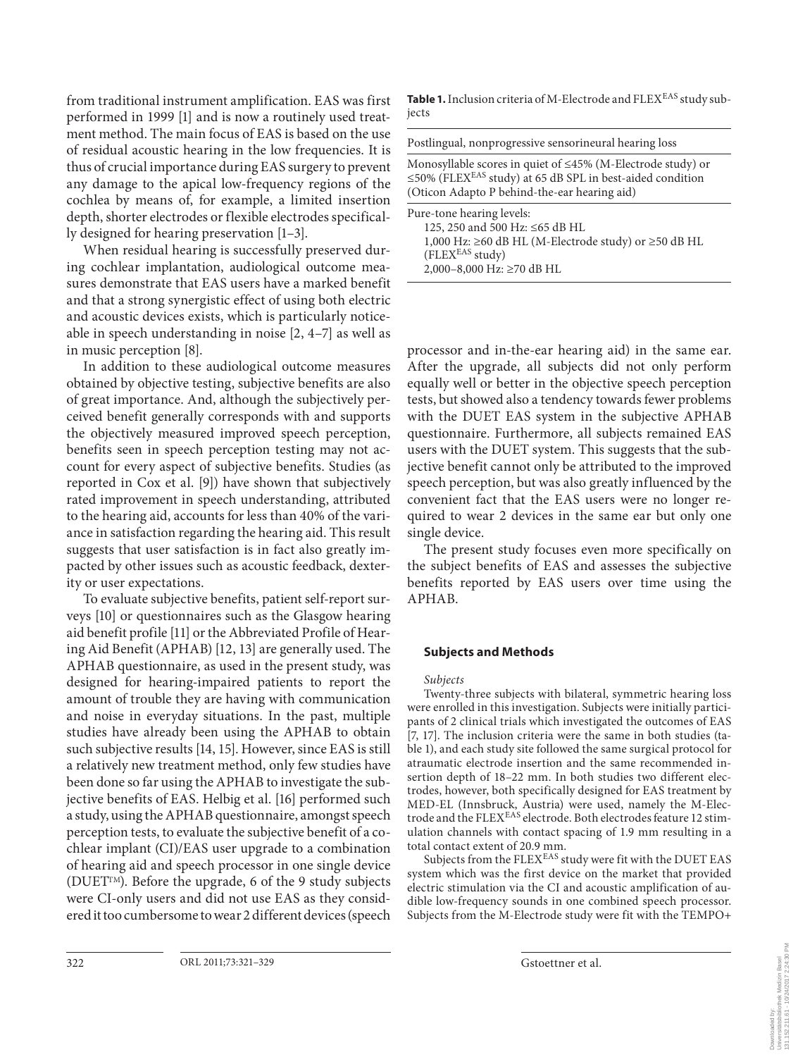from traditional instrument amplification. EAS was first performed in 1999 [1] and is now a routinely used treatment method. The main focus of EAS is based on the use of residual acoustic hearing in the low frequencies. It is thus of crucial importance during EAS surgery to prevent any damage to the apical low-frequency regions of the cochlea by means of, for example, a limited insertion depth, shorter electrodes or flexible electrodes specifically designed for hearing preservation [1–3].

When residual hearing is successfully preserved during cochlear implantation, audiological outcome measures demonstrate that EAS users have a marked benefit and that a strong synergistic effect of using both electric and acoustic devices exists, which is particularly noticeable in speech understanding in noise [2, 4–7] as well as in music perception [8].

In addition to these audiological outcome measures obtained by objective testing, subjective benefits are also of great importance. And, although the subjectively perceived benefit generally corresponds with and supports the objectively measured improved speech perception, benefits seen in speech perception testing may not account for every aspect of subjective benefits. Studies (as reported in Cox et al. [9]) have shown that subjectively rated improvement in speech understanding, attributed to the hearing aid, accounts for less than 40% of the variance in satisfaction regarding the hearing aid. This result suggests that user satisfaction is in fact also greatly impacted by other issues such as acoustic feedback, dexterity or user expectations.

To evaluate subjective benefits, patient self-report surveys [10] or questionnaires such as the Glasgow hearing aid benefit profile [11] or the Abbreviated Profile of Hearing Aid Benefit (APHAB) [12, 13] are generally used. The APHAB questionnaire, as used in the present study, was designed for hearing-impaired patients to report the amount of trouble they are having with communication and noise in everyday situations. In the past, multiple studies have already been using the APHAB to obtain such subjective results [14, 15]. However, since EAS is still a relatively new treatment method, only few studies have been done so far using the APHAB to investigate the subjective benefits of EAS. Helbig et al. [16] performed such a study, using the APHAB questionnaire, amongst speech perception tests, to evaluate the subjective benefit of a cochlear implant (CI)/EAS user upgrade to a combination of hearing aid and speech processor in one single device (DUET™). Before the upgrade, 6 of the 9 study subjects were CI-only users and did not use EAS as they considered it too cumbersome to wear 2 different devices (speech processor and in-the-ear hearing aid) in the same ear. After the upgrade, all subjects did not only perform equally well or better in the objective speech perception tests, but showed also a tendency towards fewer problems with the DUET EAS system in the subjective APHAB questionnaire. Furthermore, all subjects remained EAS users with the DUET system. This suggests that the subjective benefit cannot only be attributed to the improved speech perception, but was also greatly influenced by the convenient fact that the EAS users were no longer required to wear 2 devices in the same ear but only one single device.

The present study focuses even more specifically on the subject benefits of EAS and assesses the subjective benefits reported by EAS users over time using the APHAB.

**Table 1.** Inclusion criteria of M-Electrode and FLEX$^{EAS}$ study subjects

| |
|---|
| Postlingual, nonprogressive sensorineural hearing loss |
| Monosyllable scores in quiet of ≤45% (M-Electrode study) or ≤50% (FLEX$^{EAS}$ study) at 65 dB SPL in best-aided condition (Oticon Adapto P behind-the-ear hearing aid) |
| Pure-tone hearing levels:<br>125, 250 and 500 Hz: ≤65 dB HL<br>1,000 Hz: ≥60 dB HL (M-Electrode study) or ≥50 dB HL (FLEX$^{EAS}$ study)<br>2,000–8,000 Hz: ≥70 dB HL |

## Subjects and Methods

*Subjects*

Twenty-three subjects with bilateral, symmetric hearing loss were enrolled in this investigation. Subjects were initially participants of 2 clinical trials which investigated the outcomes of EAS [7, 17]. The inclusion criteria were the same in both studies (table 1), and each study site followed the same surgical protocol for atraumatic electrode insertion and the same recommended insertion depth of 18–22 mm. In both studies two different electrodes, however, both specifically designed for EAS treatment by MED-EL (Innsbruck, Austria) were used, namely the M-Electrode and the FLEX$^{EAS}$ electrode. Both electrodes feature 12 stimulation channels with contact spacing of 1.9 mm resulting in a total contact extent of 20.9 mm.

Subjects from the FLEX$^{EAS}$ study were fit with the DUET EAS system which was the first device on the market that provided electric stimulation via the CI and acoustic amplification of audible low-frequency sounds in one combined speech processor. Subjects from the M-Electrode study were fit with the TEMPO+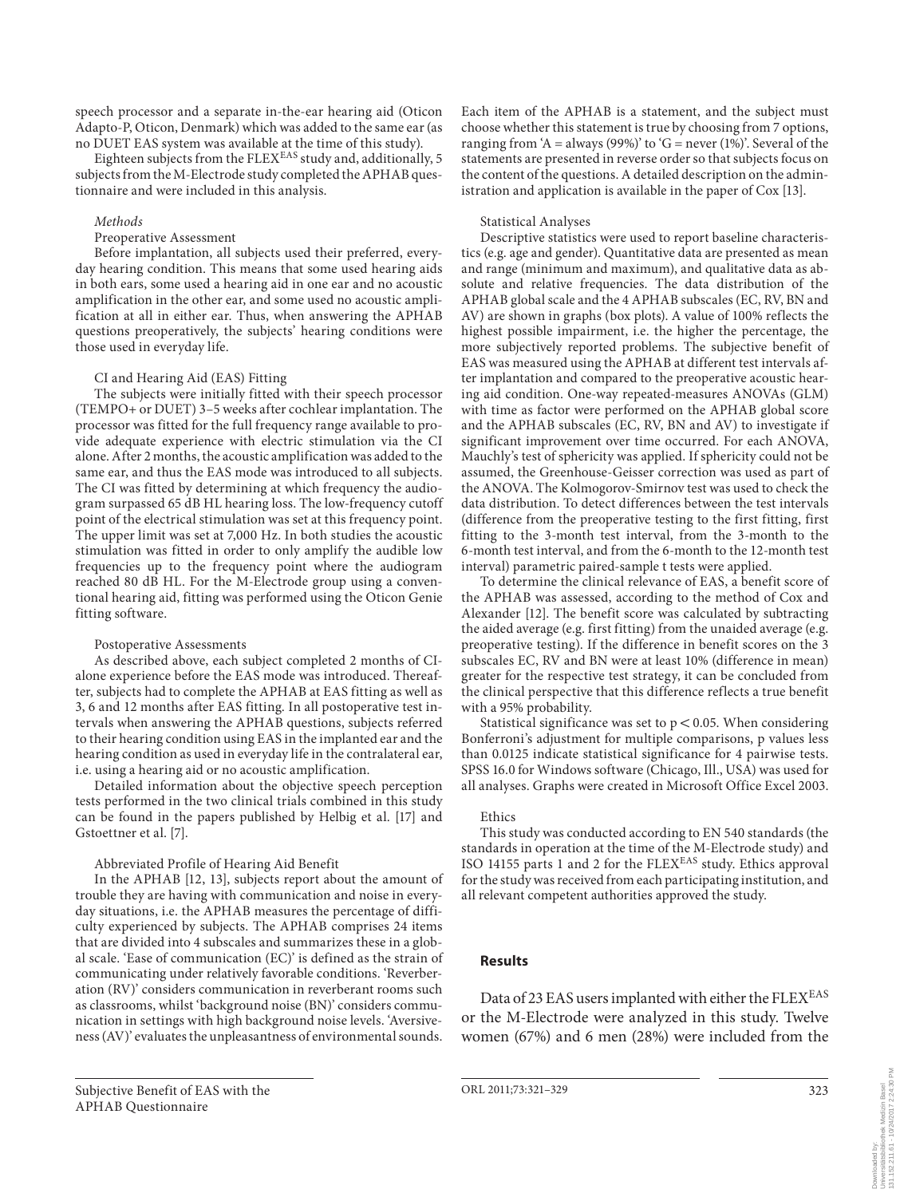speech processor and a separate in-the-ear hearing aid (Oticon Adapto-P, Oticon, Denmark) which was added to the same ear (as no DUET EAS system was available at the time of this study).

Eighteen subjects from the FLEX$^{EAS}$ study and, additionally, 5 subjects from the M-Electrode study completed the APHAB questionnaire and were included in this analysis.

*Methods*

Preoperative Assessment

Before implantation, all subjects used their preferred, everyday hearing condition. This means that some used hearing aids in both ears, some used a hearing aid in one ear and no acoustic amplification in the other ear, and some used no acoustic amplification at all in either ear. Thus, when answering the APHAB questions preoperatively, the subjects' hearing conditions were those used in everyday life.

CI and Hearing Aid (EAS) Fitting

The subjects were initially fitted with their speech processor (TEMPO+ or DUET) 3–5 weeks after cochlear implantation. The processor was fitted for the full frequency range available to provide adequate experience with electric stimulation via the CI alone. After 2 months, the acoustic amplification was added to the same ear, and thus the EAS mode was introduced to all subjects. The CI was fitted by determining at which frequency the audiogram surpassed 65 dB HL hearing loss. The low-frequency cutoff point of the electrical stimulation was set at this frequency point. The upper limit was set at 7,000 Hz. In both studies the acoustic stimulation was fitted in order to only amplify the audible low frequencies up to the frequency point where the audiogram reached 80 dB HL. For the M-Electrode group using a conventional hearing aid, fitting was performed using the Oticon Genie fitting software.

Postoperative Assessments

As described above, each subject completed 2 months of CI-alone experience before the EAS mode was introduced. Thereafter, subjects had to complete the APHAB at EAS fitting as well as 3, 6 and 12 months after EAS fitting. In all postoperative test intervals when answering the APHAB questions, subjects referred to their hearing condition using EAS in the implanted ear and the hearing condition as used in everyday life in the contralateral ear, i.e. using a hearing aid or no acoustic amplification.

Detailed information about the objective speech perception tests performed in the two clinical trials combined in this study can be found in the papers published by Helbig et al. [17] and Gstoettner et al. [7].

Abbreviated Profile of Hearing Aid Benefit

In the APHAB [12, 13], subjects report about the amount of trouble they are having with communication and noise in everyday situations, i.e. the APHAB measures the percentage of difficulty experienced by subjects. The APHAB comprises 24 items that are divided into 4 subscales and summarizes these in a global scale. 'Ease of communication (EC)' is defined as the strain of communicating under relatively favorable conditions. 'Reverberation (RV)' considers communication in reverberant rooms such as classrooms, whilst 'background noise (BN)' considers communication in settings with high background noise levels. 'Aversiveness (AV)' evaluates the unpleasantness of environmental sounds. Each item of the APHAB is a statement, and the subject must choose whether this statement is true by choosing from 7 options, ranging from 'A = always (99%)' to 'G = never (1%)'. Several of the statements are presented in reverse order so that subjects focus on the content of the questions. A detailed description on the administration and application is available in the paper of Cox [13].

Statistical Analyses

Descriptive statistics were used to report baseline characteristics (e.g. age and gender). Quantitative data are presented as mean and range (minimum and maximum), and qualitative data as absolute and relative frequencies. The data distribution of the APHAB global scale and the 4 APHAB subscales (EC, RV, BN and AV) are shown in graphs (box plots). A value of 100% reflects the highest possible impairment, i.e. the higher the percentage, the more subjectively reported problems. The subjective benefit of EAS was measured using the APHAB at different test intervals after implantation and compared to the preoperative acoustic hearing aid condition. One-way repeated-measures ANOVAs (GLM) with time as factor were performed on the APHAB global score and the APHAB subscales (EC, RV, BN and AV) to investigate if significant improvement over time occurred. For each ANOVA, Mauchly's test of sphericity was applied. If sphericity could not be assumed, the Greenhouse-Geisser correction was used as part of the ANOVA. The Kolmogorov-Smirnov test was used to check the data distribution. To detect differences between the test intervals (difference from the preoperative testing to the first fitting, first fitting to the 3-month test interval, from the 3-month to the 6-month test interval, and from the 6-month to the 12-month test interval) parametric paired-sample t tests were applied.

To determine the clinical relevance of EAS, a benefit score of the APHAB was assessed, according to the method of Cox and Alexander [12]. The benefit score was calculated by subtracting the aided average (e.g. first fitting) from the unaided average (e.g. preoperative testing). If the difference in benefit scores on the 3 subscales EC, RV and BN were at least 10% (difference in mean) greater for the respective test strategy, it can be concluded from the clinical perspective that this difference reflects a true benefit with a 95% probability.

Statistical significance was set to $p < 0.05$. When considering Bonferroni's adjustment for multiple comparisons, p values less than 0.0125 indicate statistical significance for 4 pairwise tests. SPSS 16.0 for Windows software (Chicago, Ill., USA) was used for all analyses. Graphs were created in Microsoft Office Excel 2003.

Ethics

This study was conducted according to EN 540 standards (the standards in operation at the time of the M-Electrode study) and ISO 14155 parts 1 and 2 for the FLEX$^{EAS}$ study. Ethics approval for the study was received from each participating institution, and all relevant competent authorities approved the study.

## Results

Data of 23 EAS users implanted with either the FLEX$^{EAS}$ or the M-Electrode were analyzed in this study. Twelve women (67%) and 6 men (28%) were included from the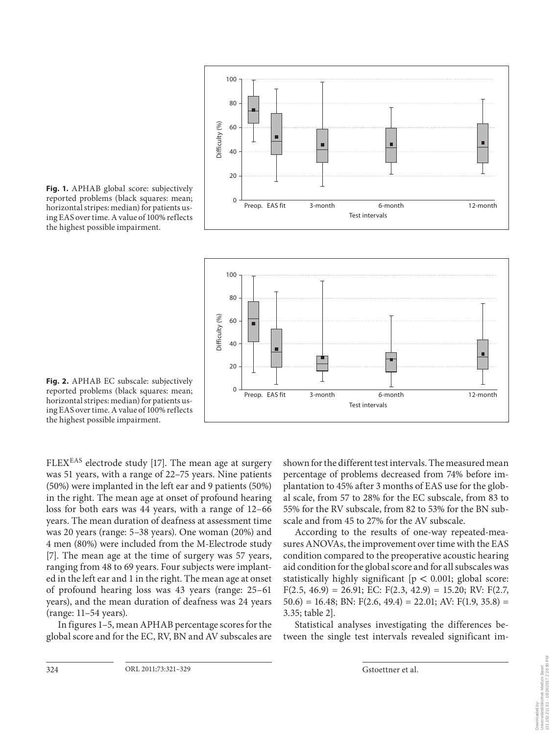**Fig. 1.** APHAB global score: subjectively reported problems (black squares: mean; horizontal stripes: median) for patients using EAS over time. A value of 100% reflects the highest possible impairment.

**Fig. 2.** APHAB EC subscale: subjectively reported problems (black squares: mean; horizontal stripes: median) for patients using EAS over time. A value of 100% reflects the highest possible impairment.

FLEX$^{EAS}$ electrode study [17]. The mean age at surgery was 51 years, with a range of 22–75 years. Nine patients (50%) were implanted in the left ear and 9 patients (50%) in the right. The mean age at onset of profound hearing loss for both ears was 44 years, with a range of 12–66 years. The mean duration of deafness at assessment time was 20 years (range: 5–38 years). One woman (20%) and 4 men (80%) were included from the M-Electrode study [7]. The mean age at the time of surgery was 57 years, ranging from 48 to 69 years. Four subjects were implanted in the left ear and 1 in the right. The mean age at onset of profound hearing loss was 43 years (range: 25–61 years), and the mean duration of deafness was 24 years (range: 11–54 years).

In figures 1–5, mean APHAB percentage scores for the global score and for the EC, RV, BN and AV subscales are shown for the different test intervals. The measured mean percentage of problems decreased from 74% before implantation to 45% after 3 months of EAS use for the global scale, from 57 to 28% for the EC subscale, from 83 to 55% for the RV subscale, from 82 to 53% for the BN subscale and from 45 to 27% for the AV subscale.

According to the results of one-way repeated-measures ANOVAs, the improvement over time with the EAS condition compared to the preoperative acoustic hearing aid condition for the global score and for all subscales was statistically highly significant [$p < 0.001$; global score: $F(2.5, 46.9) = 26.91$; EC: $F(2.3, 42.9) = 15.20$; RV: $F(2.7, 50.6) = 16.48$; BN: $F(2.6, 49.4) = 22.01$; AV: $F(1.9, 35.8) = 3.35$; table 2].

Statistical analyses investigating the differences between the single test intervals revealed significant im-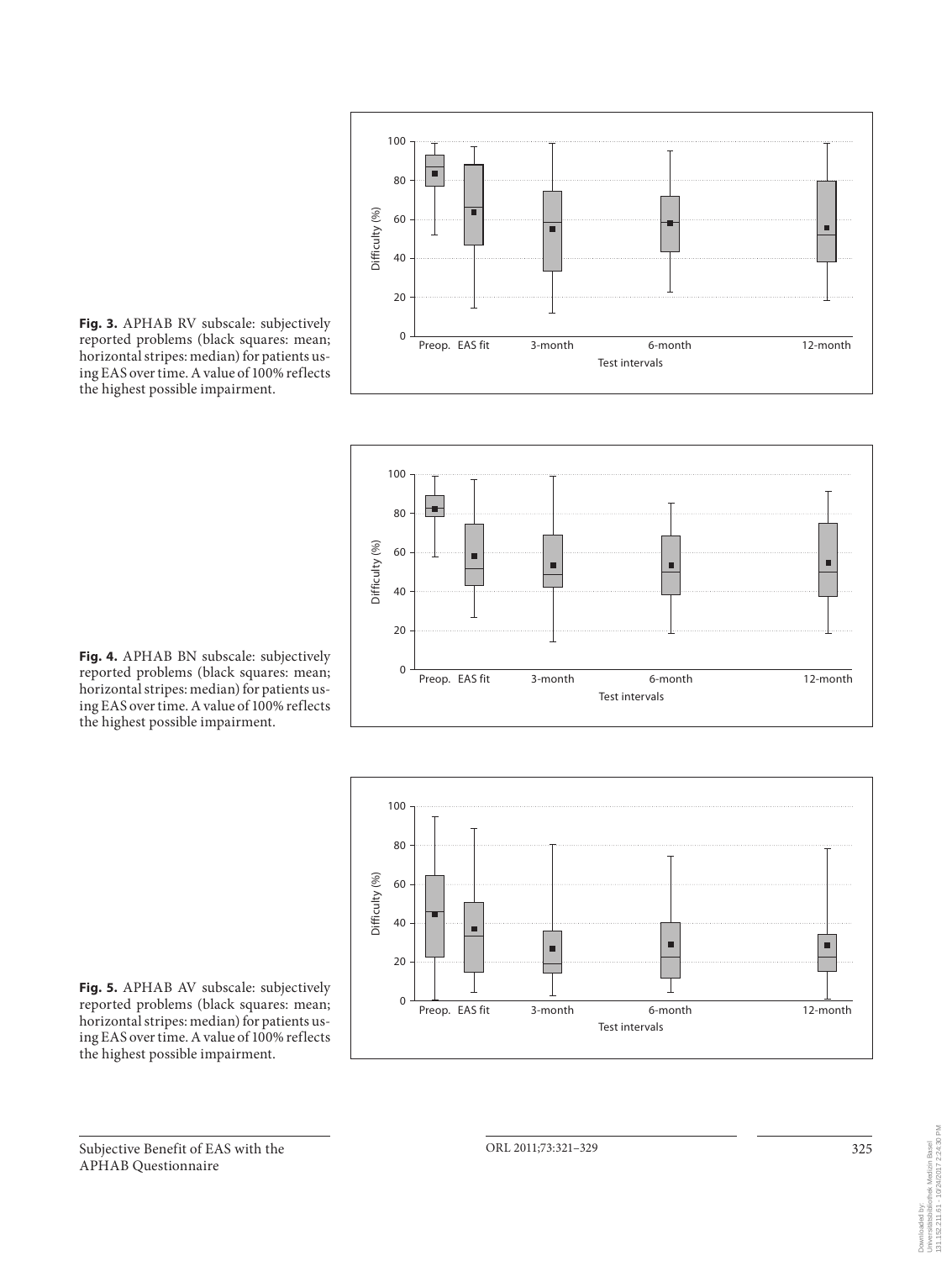**Fig. 3.** APHAB RV subscale: subjectively reported problems (black squares: mean; horizontal stripes: median) for patients using EAS over time. A value of 100% reflects the highest possible impairment.

**Fig. 4.** APHAB BN subscale: subjectively reported problems (black squares: mean; horizontal stripes: median) for patients using EAS over time. A value of 100% reflects the highest possible impairment.

**Fig. 5.** APHAB AV subscale: subjectively reported problems (black squares: mean; horizontal stripes: median) for patients using EAS over time. A value of 100% reflects the highest possible impairment.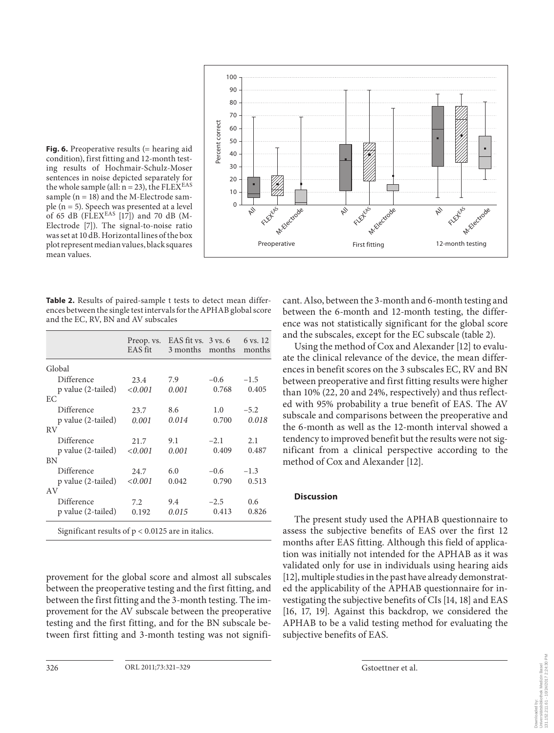**Fig. 6.** Preoperative results (= hearing aid condition), first fitting and 12-month testing results of Hochmair-Schulz-Moser sentences in noise depicted separately for the whole sample (all: n = 23), the FLEX[EAS] sample (n = 18) and the M-Electrode sample (n = 5). Speech was presented at a level of 65 dB (FLEX[EAS] [17]) and 70 dB (M-Electrode [7]). The signal-to-noise ratio was set at 10 dB. Horizontal lines of the box plot represent median values, black squares mean values.

**Table 2.** Results of paired-sample t tests to detect mean differences between the single test intervals for the APHAB global score and the EC, RV, BN and AV subscales

| | Preop. vs. EAS fit | EAS fit vs. 3 months | 3 vs. 6 months | 6 vs. 12 months |
|---|---|---|---|---|
| Global | | | | |
| Difference | 23.4 | 7.9 | –0.6 | –1.5 |
| p value (2-tailed) | *<0.001* | *0.001* | 0.768 | 0.405 |
| EC | | | | |
| Difference | 23.7 | 8.6 | 1.0 | –5.2 |
| p value (2-tailed) | *0.001* | *0.014* | 0.700 | *0.018* |
| RV | | | | |
| Difference | 21.7 | 9.1 | –2.1 | 2.1 |
| p value (2-tailed) | *<0.001* | *0.001* | 0.409 | 0.487 |
| BN | | | | |
| Difference | 24.7 | 6.0 | –0.6 | –1.3 |
| p value (2-tailed) | *<0.001* | 0.042 | 0.790 | 0.513 |
| AV | | | | |
| Difference | 7.2 | 9.4 | –2.5 | 0.6 |
| p value (2-tailed) | 0.192 | *0.015* | 0.413 | 0.826 |

Significant results of $p < 0.0125$ are in italics.

provement for the global score and almost all subscales between the preoperative testing and the first fitting, and between the first fitting and the 3-month testing. The improvement for the AV subscale between the preoperative testing and the first fitting, and for the BN subscale between first fitting and 3-month testing was not significant. Also, between the 3-month and 6-month testing and between the 6-month and 12-month testing, the difference was not statistically significant for the global score and the subscales, except for the EC subscale (table 2).

Using the method of Cox and Alexander [12] to evaluate the clinical relevance of the device, the mean differences in benefit scores on the 3 subscales EC, RV and BN between preoperative and first fitting results were higher than 10% (22, 20 and 24%, respectively) and thus reflected with 95% probability a true benefit of EAS. The AV subscale and comparisons between the preoperative and the 6-month as well as the 12-month interval showed a tendency to improved benefit but the results were not significant from a clinical perspective according to the method of Cox and Alexander [12].

## Discussion

The present study used the APHAB questionnaire to assess the subjective benefits of EAS over the first 12 months after EAS fitting. Although this field of application was initially not intended for the APHAB as it was validated only for use in individuals using hearing aids [12], multiple studies in the past have already demonstrated the applicability of the APHAB questionnaire for investigating the subjective benefits of CIs [14, 18] and EAS [16, 17, 19]. Against this backdrop, we considered the APHAB to be a valid testing method for evaluating the subjective benefits of EAS.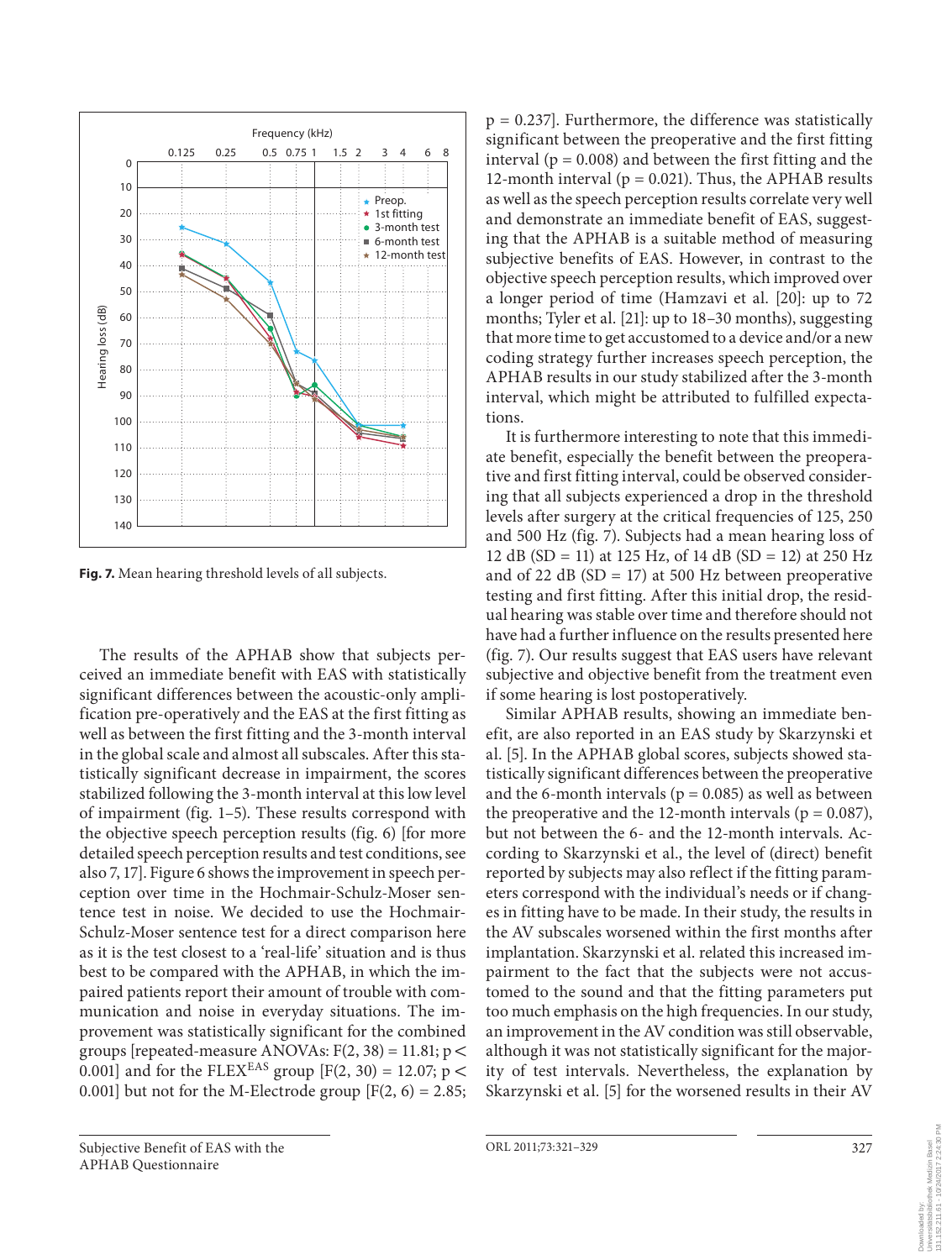Fig. 7. Mean hearing threshold levels of all subjects.

The results of the APHAB show that subjects perceived an immediate benefit with EAS with statistically significant differences between the acoustic-only amplification pre-operatively and the EAS at the first fitting as well as between the first fitting and the 3-month interval in the global scale and almost all subscales. After this statistically significant decrease in impairment, the scores stabilized following the 3-month interval at this low level of impairment (fig. 1–5). These results correspond with the objective speech perception results (fig. 6) [for more detailed speech perception results and test conditions, see also 7, 17]. Figure 6 shows the improvement in speech perception over time in the Hochmair-Schulz-Moser sentence test in noise. We decided to use the Hochmair-Schulz-Moser sentence test for a direct comparison here as it is the test closest to a 'real-life' situation and is thus best to be compared with the APHAB, in which the impaired patients report their amount of trouble with communication and noise in everyday situations. The improvement was statistically significant for the combined groups [repeated-measure ANOVAs: $F(2, 38) = 11.81$; $p < 0.001$] and for the FLEX$^{EAS}$ group [$F(2, 30) = 12.07$; $p < 0.001$] but not for the M-Electrode group [$F(2, 6) = 2.85$; $p = 0.237$]. Furthermore, the difference was statistically significant between the preoperative and the first fitting interval ($p = 0.008$) and between the first fitting and the 12-month interval ($p = 0.021$). Thus, the APHAB results as well as the speech perception results correlate very well and demonstrate an immediate benefit of EAS, suggesting that the APHAB is a suitable method of measuring subjective benefits of EAS. However, in contrast to the objective speech perception results, which improved over a longer period of time (Hamzavi et al. [20]: up to 72 months; Tyler et al. [21]: up to 18–30 months), suggesting that more time to get accustomed to a device and/or a new coding strategy further increases speech perception, the APHAB results in our study stabilized after the 3-month interval, which might be attributed to fulfilled expectations.

It is furthermore interesting to note that this immediate benefit, especially the benefit between the preoperative and first fitting interval, could be observed considering that all subjects experienced a drop in the threshold levels after surgery at the critical frequencies of 125, 250 and 500 Hz (fig. 7). Subjects had a mean hearing loss of 12 dB (SD = 11) at 125 Hz, of 14 dB (SD = 12) at 250 Hz and of 22 dB (SD = 17) at 500 Hz between preoperative testing and first fitting. After this initial drop, the residual hearing was stable over time and therefore should not have had a further influence on the results presented here (fig. 7). Our results suggest that EAS users have relevant subjective and objective benefit from the treatment even if some hearing is lost postoperatively.

Similar APHAB results, showing an immediate benefit, are also reported in an EAS study by Skarzynski et al. [5]. In the APHAB global scores, subjects showed statistically significant differences between the preoperative and the 6-month intervals ($p = 0.085$) as well as between the preoperative and the 12-month intervals ($p = 0.087$), but not between the 6- and the 12-month intervals. According to Skarzynski et al., the level of (direct) benefit reported by subjects may also reflect if the fitting parameters correspond with the individual's needs or if changes in fitting have to be made. In their study, the results in the AV subscales worsened within the first months after implantation. Skarzynski et al. related this increased impairment to the fact that the subjects were not accustomed to the sound and that the fitting parameters put too much emphasis on the high frequencies. In our study, an improvement in the AV condition was still observable, although it was not statistically significant for the majority of test intervals. Nevertheless, the explanation by Skarzynski et al. [5] for the worsened results in their AV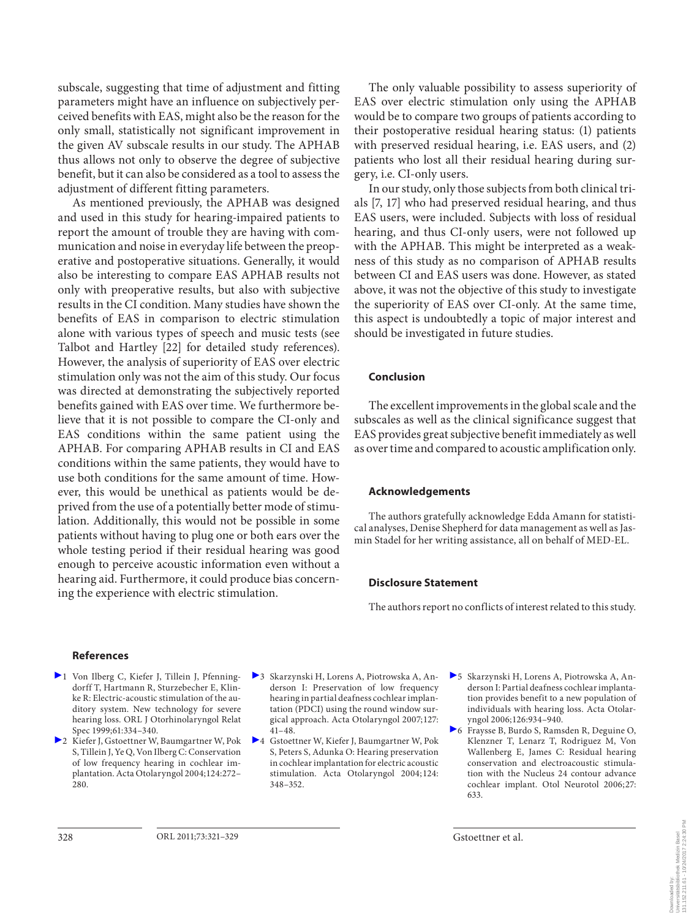subscale, suggesting that time of adjustment and fitting parameters might have an influence on subjectively perceived benefits with EAS, might also be the reason for the only small, statistically not significant improvement in the given AV subscale results in our study. The APHAB thus allows not only to observe the degree of subjective benefit, but it can also be considered as a tool to assess the adjustment of different fitting parameters.

As mentioned previously, the APHAB was designed and used in this study for hearing-impaired patients to report the amount of trouble they are having with communication and noise in everyday life between the preoperative and postoperative situations. Generally, it would also be interesting to compare EAS APHAB results not only with preoperative results, but also with subjective results in the CI condition. Many studies have shown the benefits of EAS in comparison to electric stimulation alone with various types of speech and music tests (see Talbot and Hartley [22] for detailed study references). However, the analysis of superiority of EAS over electric stimulation only was not the aim of this study. Our focus was directed at demonstrating the subjectively reported benefits gained with EAS over time. We furthermore believe that it is not possible to compare the CI-only and EAS conditions within the same patient using the APHAB. For comparing APHAB results in CI and EAS conditions within the same patients, they would have to use both conditions for the same amount of time. However, this would be unethical as patients would be deprived from the use of a potentially better mode of stimulation. Additionally, this would not be possible in some patients without having to plug one or both ears over the whole testing period if their residual hearing was good enough to perceive acoustic information even without a hearing aid. Furthermore, it could produce bias concerning the experience with electric stimulation.

The only valuable possibility to assess superiority of EAS over electric stimulation only using the APHAB would be to compare two groups of patients according to their postoperative residual hearing status: (1) patients with preserved residual hearing, i.e. EAS users, and (2) patients who lost all their residual hearing during surgery, i.e. CI-only users.

In our study, only those subjects from both clinical trials [7, 17] who had preserved residual hearing, and thus EAS users, were included. Subjects with loss of residual hearing, and thus CI-only users, were not followed up with the APHAB. This might be interpreted as a weakness of this study as no comparison of APHAB results between CI and EAS users was done. However, as stated above, it was not the objective of this study to investigate the superiority of EAS over CI-only. At the same time, this aspect is undoubtedly a topic of major interest and should be investigated in future studies.

## Conclusion

The excellent improvements in the global scale and the subscales as well as the clinical significance suggest that EAS provides great subjective benefit immediately as well as over time and compared to acoustic amplification only.

## Acknowledgements

The authors gratefully acknowledge Edda Amann for statistical analyses, Denise Shepherd for data management as well as Jasmin Stadel for her writing assistance, all on behalf of MED-EL.

## Disclosure Statement

The authors report no conflicts of interest related to this study.

## References

1. Von Ilberg C, Kiefer J, Tillein J, Pfenningdorff T, Hartmann R, Sturzebecher E, Klinke R: Electric-acoustic stimulation of the auditory system. New technology for severe hearing loss. ORL J Otorhinolaryngol Relat Spec 1999;61:334–340.
2. Kiefer J, Gstoettner W, Baumgartner W, Pok S, Tillein J, Ye Q, Von Ilberg C: Conservation of low frequency hearing in cochlear implantation. Acta Otolaryngol 2004;124:272–280.
3. Skarzynski H, Lorens A, Piotrowska A, Anderson I: Preservation of low frequency hearing in partial deafness cochlear implantation (PDCI) using the round window surgical approach. Acta Otolaryngol 2007;127:41–48.
4. Gstoettner W, Kiefer J, Baumgartner W, Pok S, Peters S, Adunka O: Hearing preservation in cochlear implantation for electric acoustic stimulation. Acta Otolaryngol 2004;124:348–352.
5. Skarzynski H, Lorens A, Piotrowska A, Anderson I: Partial deafness cochlear implantation provides benefit to a new population of individuals with hearing loss. Acta Otolaryngol 2006;126:934–940.
6. Fraysse B, Burdo S, Ramsden R, Deguine O, Klenzner T, Lenarz T, Rodriguez M, Von Wallenberg E, James C: Residual hearing conservation and electroacoustic stimulation with the Nucleus 24 contour advance cochlear implant. Otol Neurotol 2006;27:633.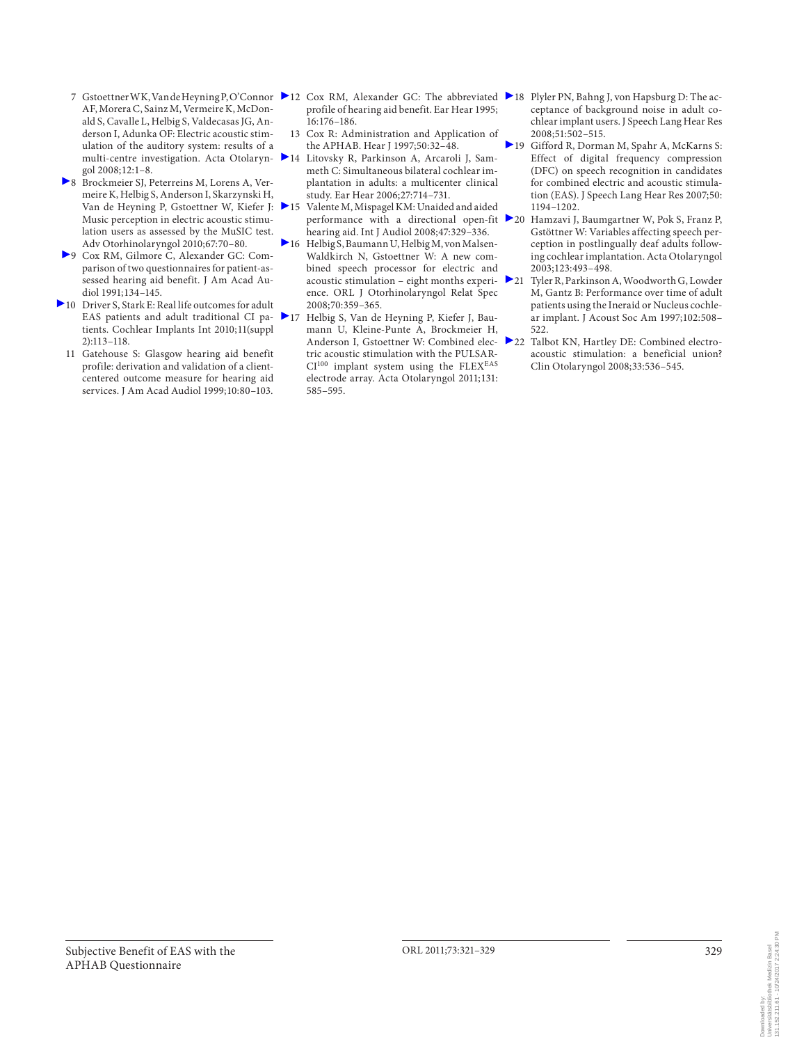7 Gstoettner WK, Van de Heyning P, O'Connor AF, Morera C, Sainz M, Vermeire K, McDonald S, Cavalle L, Helbig S, Valdecasas JG, Anderson I, Adunka OF: Electric acoustic stimulation of the auditory system: results of a multi-centre investigation. Acta Otolaryngol 2008;12:1–8.

8 Brockmeier SJ, Peterreins M, Lorens A, Vermeire K, Helbig S, Anderson I, Skarzynski H, Van de Heyning P, Gstoettner W, Kiefer J: Music perception in electric acoustic stimulation users as assessed by the MuSIC test. Adv Otorhinolaryngol 2010;67:70–80.

9 Cox RM, Gilmore C, Alexander GC: Comparison of two questionnaires for patient-assessed hearing aid benefit. J Am Acad Audiol 1991;134–145.

10 Driver S, Stark E: Real life outcomes for adult EAS patients and adult traditional CI patients. Cochlear Implants Int 2010;11(suppl 2):113–118.

11 Gatehouse S: Glasgow hearing aid benefit profile: derivation and validation of a client-centered outcome measure for hearing aid services. J Am Acad Audiol 1999;10:80–103.

12 Cox RM, Alexander GC: The abbreviated profile of hearing aid benefit. Ear Hear 1995;16:176–186.

13 Cox R: Administration and Application of the APHAB. Hear J 1997;50:32–48.

14 Litovsky R, Parkinson A, Arcaroli J, Sammeth C: Simultaneous bilateral cochlear implantation in adults: a multicenter clinical study. Ear Hear 2006;27:714–731.

15 Valente M, Mispagel KM: Unaided and aided performance with a directional open-fit hearing aid. Int J Audiol 2008;47:329–336.

16 Helbig S, Baumann U, Helbig M, von Malsen-Waldkirch N, Gstoettner W: A new combined speech processor for electric and acoustic stimulation – eight months experience. ORL J Otorhinolaryngol Relat Spec 2008;70:359–365.

17 Helbig S, Van de Heyning P, Kiefer J, Baumann U, Kleine-Punte A, Brockmeier H, Anderson I, Gstoettner W: Combined electric acoustic stimulation with the PULSAR-CI$^{100}$ implant system using the FLEX$^{EAS}$ electrode array. Acta Otolaryngol 2011;131:585–595.

18 Plyler PN, Bahng J, von Hapsburg D: The acceptance of background noise in adult cochlear implant users. J Speech Lang Hear Res 2008;51:502–515.

19 Gifford R, Dorman M, Spahr A, McKarns S: Effect of digital frequency compression (DFC) on speech recognition in candidates for combined electric and acoustic stimulation (EAS). J Speech Lang Hear Res 2007;50:1194–1202.

20 Hamzavi J, Baumgartner W, Pok S, Franz P, Gstöttner W: Variables affecting speech perception in postlingually deaf adults following cochlear implantation. Acta Otolaryngol 2003;123:493–498.

21 Tyler R, Parkinson A, Woodworth G, Lowder M, Gantz B: Performance over time of adult patients using the Ineraid or Nucleus cochlear implant. J Acoust Soc Am 1997;102:508–522.

22 Talbot KN, Hartley DE: Combined electro-acoustic stimulation: a beneficial union? Clin Otolaryngol 2008;33:536–545.